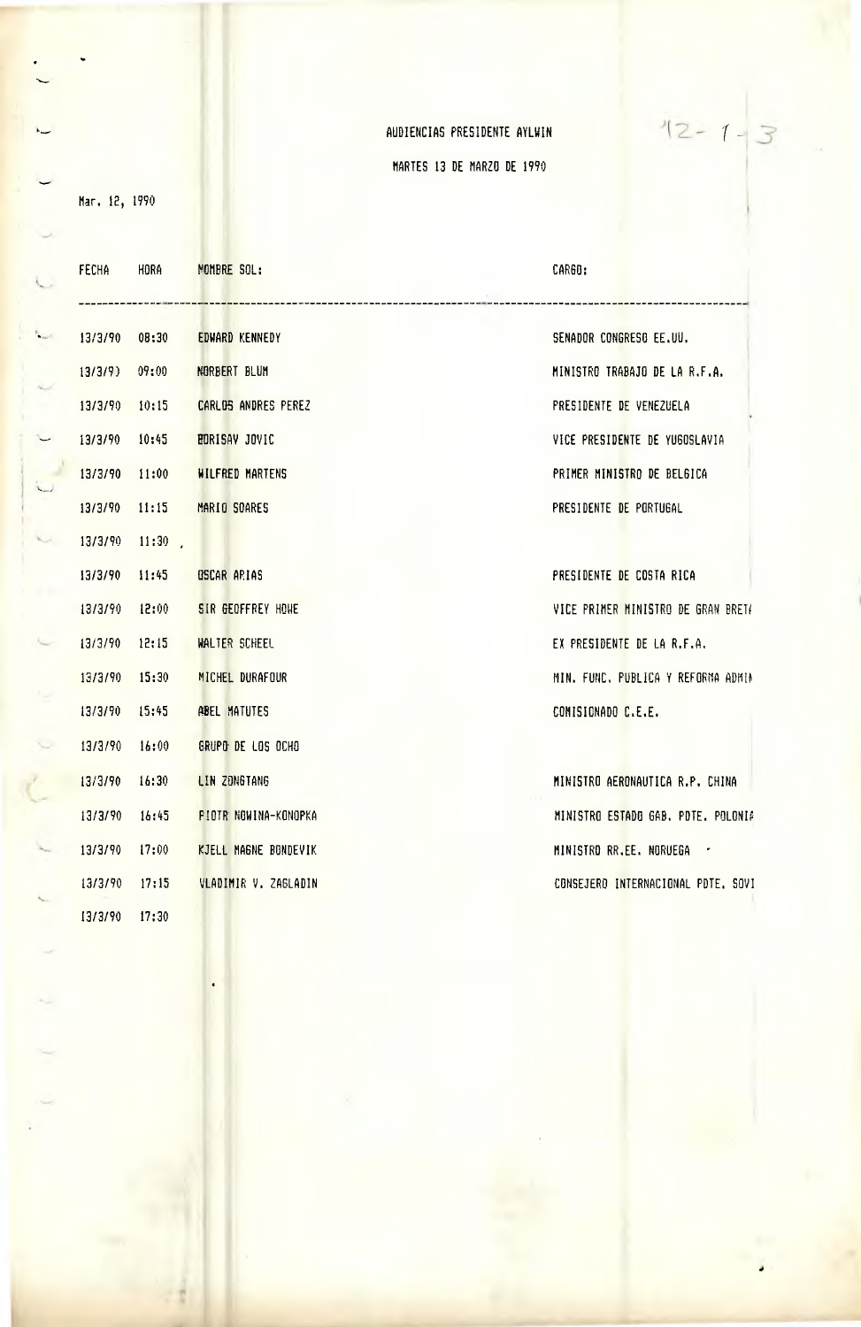AUDIENCIAS PRESIDENTE AYLWIN

12-1-3

MARTES 13 DE MARZO DE 1990

Mar. 12, 1990

| FECHA | HORA | NOMBRE SOL: | CARGO: |
|---|---|---|---|
| 13/3/90 | 08:30 | EDWARD KENNEDY | SENADOR CONGRESO EE.UU. |
| 13/3/9) | 09:00 | NORBERT BLUM | MINISTRO TRABAJO DE LA R.F.A. |
| 13/3/90 | 10:15 | CARLOS ANDRES PEREZ | PRESIDENTE DE VENEZUELA |
| 13/3/90 | 10:45 | BORISAV JOVIC | VICE PRESIDENTE DE YUGOSLAVIA |
| 13/3/90 | 11:00 | WILFRED MARTENS | PRIMER MINISTRO DE BELGICA |
| 13/3/90 | 11:15 | MARIO SOARES | PRESIDENTE DE PORTUGAL |
| 13/3/90 | 11:30 , | | |
| 13/3/90 | 11:45 | OSCAR ARIAS | PRESIDENTE DE COSTA RICA |
| 13/3/90 | 12:00 | SIR GEOFFREY HOWE | VICE PRIMER MINISTRO DE GRAN BRET |
| 13/3/90 | 12:15 | WALTER SCHEEL | EX PRESIDENTE DE LA R.F.A. |
| 13/3/90 | 15:30 | MICHEL DURAFOUR | MIN. FUNC. PUBLICA Y REFORMA ADMI |
| 13/3/90 | 15:45 | ABEL MATUTES | COMISIONADO C.E.E. |
| 13/3/90 | 16:00 | GRUPO DE LOS OCHO | |
| 13/3/90 | 16:30 | LIN ZONGTANG | MINISTRO AERONAUTICA R.P. CHINA |
| 13/3/90 | 16:45 | PIOTR NOWINA-KONOPKA | MINISTRO ESTADO GAB. PDTE. POLONIA |
| 13/3/90 | 17:00 | KJELL MAGNE BONDEVIK | MINISTRO RR.EE. NORUEGA |
| 13/3/90 | 17:15 | VLADIMIR V. ZAGLADIN | CONSEJERO INTERNACIONAL PDTE. SOVI |
| 13/3/90 | 17:30 | | |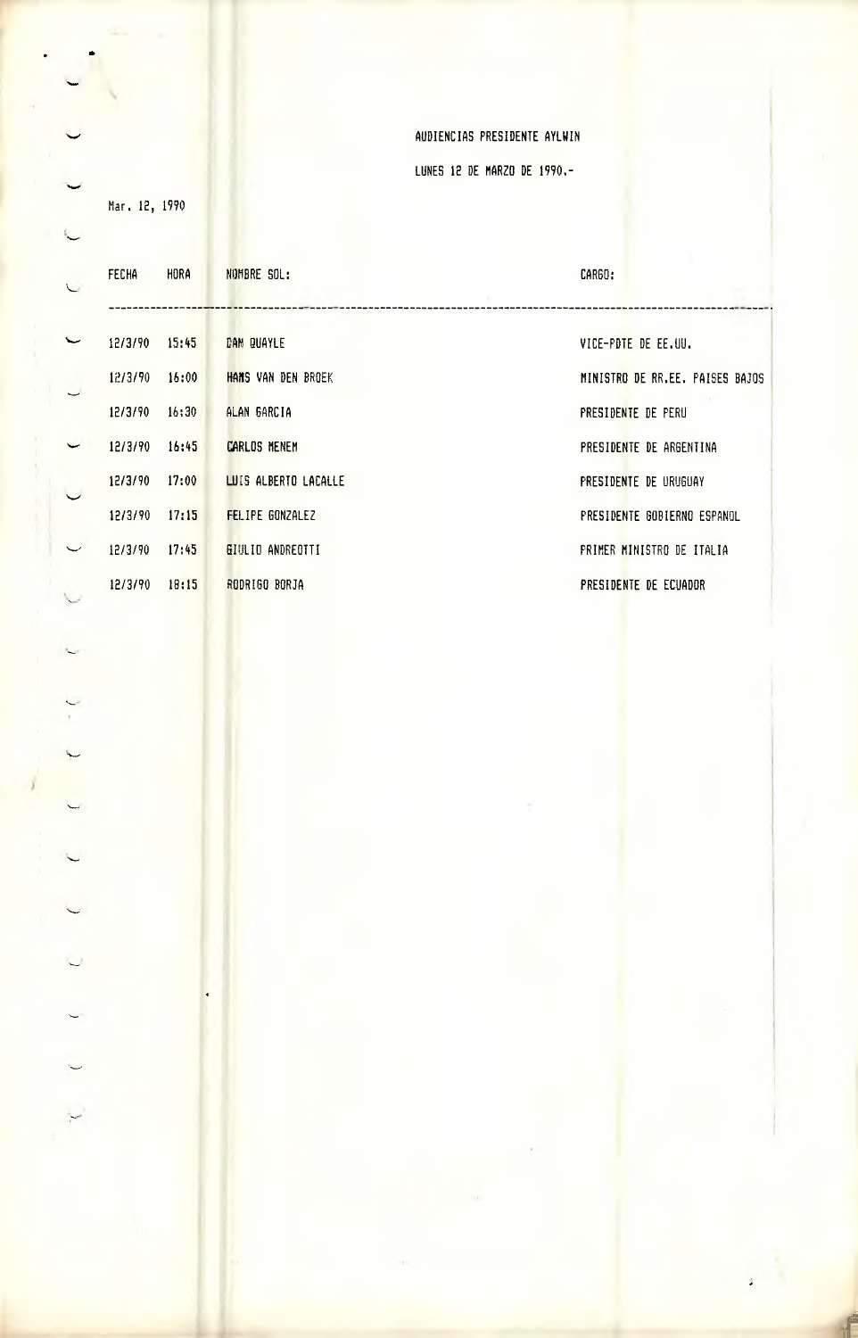AUDIENCIAS PRESIDENTE AYLWIN

LUNES 12 DE MARZO DE 1990.-

Mar. 12, 1990

| FECHA | HORA | NOMBRE SOL: | CARGO: |
|---|---|---|---|
| 12/3/90 | 15:45 | DAN QUAYLE | VICE-PDTE DE EE.UU. |
| 12/3/90 | 16:00 | HANS VAN DEN BROEK | MINISTRO DE RR.EE. PAISES BAJOS |
| 12/3/90 | 16:30 | ALAN GARCIA | PRESIDENTE DE PERU |
| 12/3/90 | 16:45 | CARLOS MENEM | PRESIDENTE DE ARGENTINA |
| 12/3/90 | 17:00 | LUIS ALBERTO LACALLE | PRESIDENTE DE URUGUAY |
| 12/3/90 | 17:15 | FELIPE GONZALEZ | PRESIDENTE GOBIERNO ESPANOL |
| 12/3/90 | 17:45 | GIULIO ANDREOTTI | PRIMER MINISTRO DE ITALIA |
| 12/3/90 | 18:15 | RODRIGO BORJA | PRESIDENTE DE ECUADOR |